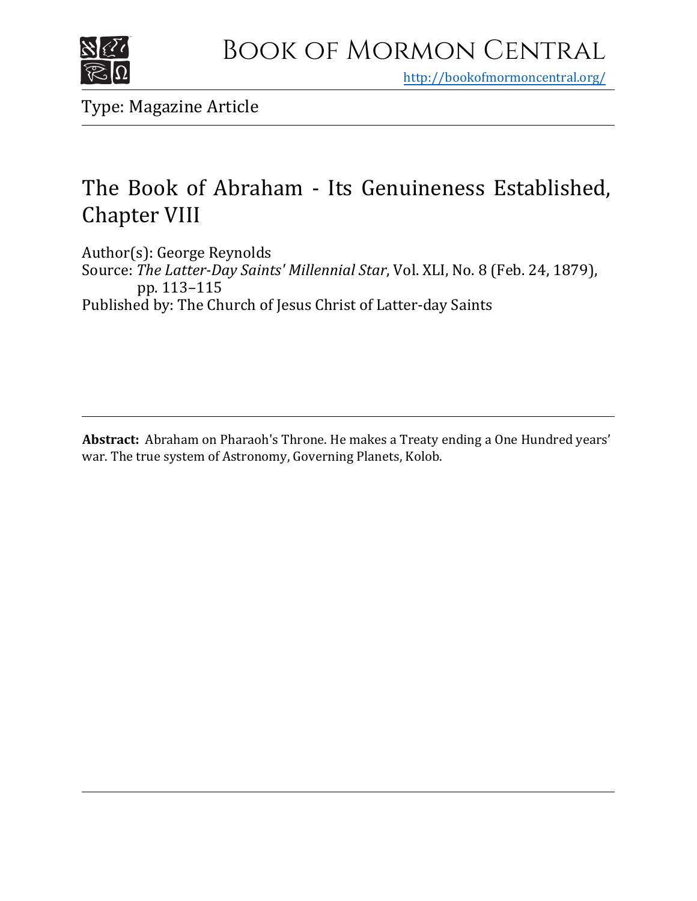Book of Mormon Central

http://bookofmormoncentral.org/

Type: Magazine Article

# The Book of Abraham - Its Genuineness Established, Chapter VIII

Author(s): George Reynolds

Source: *The Latter-Day Saints' Millennial Star*, Vol. XLI, No. 8 (Feb. 24, 1879), pp. 113–115

Published by: The Church of Jesus Christ of Latter-day Saints

**Abstract:** Abraham on Pharaoh's Throne. He makes a Treaty ending a One Hundred years' war. The true system of Astronomy, Governing Planets, Kolob.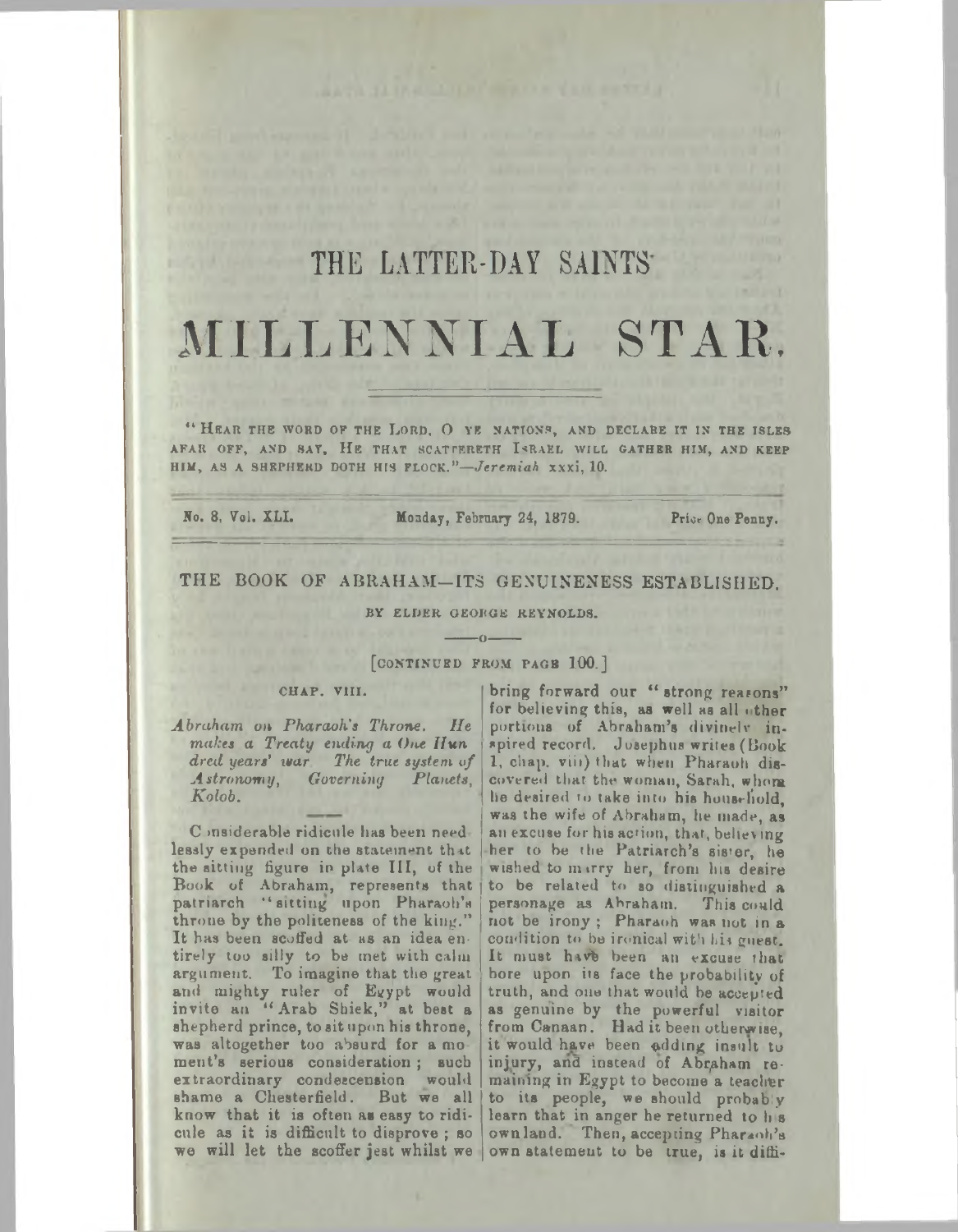# THE LATTER-DAY SAINTS'

# MILLENNIAL STAR.

"HEAR THE WORD OF THE LORD, O YE NATIONS, AND DECLARE IT IN THE ISLES AFAR OFF, AND SAY, HE THAT SCATTERETH ISRAEL WILL GATHER HIM, AND KEEP HIM, AS A SHEPHERD DOTH HIS FLOCK."—*Jeremiah* xxxi, 10.

No. 8, Vol. XLI. Monday, February 24, 1879. Price One Penny.

## THE BOOK OF ABRAHAM—ITS GENUINENESS ESTABLISHED.

BY ELDER GEORGE REYNOLDS.

[CONTINUED FROM PAGE 100.]

### CHAP. VIII.

*Abraham on Pharaoh's Throne. He makes a Treaty ending a One Hundred years' war. The true system of Astronomy, Governing Planets, Kolob.*

Considerable ridicule has been needlessly expended on the statement that the sitting figure in plate III, of the Book of Abraham, represents that patriarch "sitting upon Pharaoh's throne by the politeness of the king." It has been scoffed at as an idea entirely too silly to be met with calm argument. To imagine that the great and mighty ruler of Egypt would invite an "Arab Shiek," at best a shepherd prince, to sit upon his throne, was altogether too absurd for a moment's serious consideration; such extraordinary condescension would shame a Chesterfield. But we all know that it is often as easy to ridicule as it is difficult to disprove; so we will let the scoffer jest whilst we bring forward our "strong reasons" for believing this, as well as all other portions of Abraham's divinely inspired record. Josephus writes (Book 1, chap. viii) that when Pharaoh discovered that the woman, Sarah, whom he desired to take into his household, was the wife of Abraham, he made, as an excuse for his action, that, believing her to be the Patriarch's sister, he wished to marry her, from his desire to be related to so distinguished a personage as Abraham. This could not be irony; Pharaoh was not in a condition to be ironical with his guest. It must have been an excuse that bore upon its face the probability of truth, and one that would be accepted as genuine by the powerful visitor from Canaan. Had it been otherwise, it would have been adding insult to injury, and instead of Abraham remaining in Egypt to become a teacher to its people, we should probably learn that in anger he returned to his own land. Then, accepting Pharaoh's own statement to be true, is it diffi-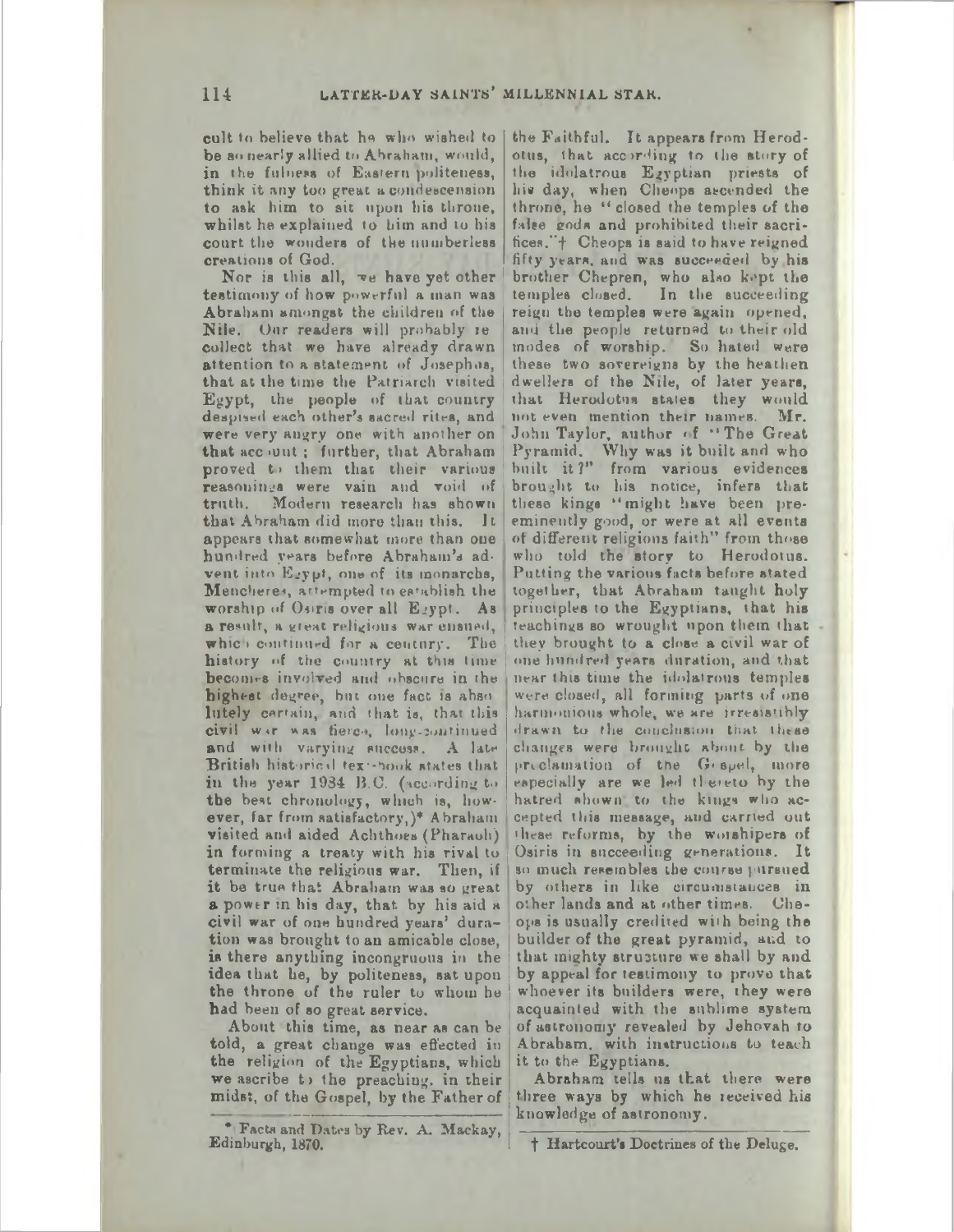cult to believe that he who wished to be so nearly allied to Abraham, would, in the fulness of Eastern politeness, think it any too great a condescension to ask him to sit upon his throne, whilst he explained to him and to his court the wonders of the numberless creations of God.

Nor is this all, we have yet other testimony of how powerful a man was Abraham amongst the children of the Nile. Our readers will probably recollect that we have already drawn attention to a statement of Josephus, that at the time the Patriarch visited Egypt, the people of that country despised each other's sacred rites, and were very angry one with another on that account; further, that Abraham proved to them that their various reasonings were vain and void of truth. Modern research has shown that Abraham did more than this. It appears that somewhat more than one hundred years before Abraham's advent into Egypt, one of its monarchs, Mencheres, attempted to establish the worship of Osiris over all Egypt. As a result, a great religious war ensued, which continued for a century. The history of the country at this time becomes involved and obscure in the highest degree, but one fact is absolutely certain, and that is, that this civil war was fierce, long-continued and with varying success. A late British historical text-book states that in the year 1984 B.C. (according to the best chronology, which is, however, far from satisfactory,)* Abraham visited and aided Achthoes (Pharaoh) in forming a treaty with his rival to terminate the religious war. Then, if it be true that Abraham was so great a power in his day, that by his aid a civil war of one hundred years' duration was brought to an amicable close, is there anything incongruous in the idea that he, by politeness, sat upon the throne of the ruler to whom he had been of so great service.

About this time, as near as can be told, a great change was effected in the religion of the Egyptians, which we ascribe to the preaching, in their midst, of the Gospel, by the Father of the Faithful. It appears from Herodotus, that according to the story of the idolatrous Egyptian priests of his day, when Cheops ascended the throne, he "closed the temples of the false gods and prohibited their sacrifices."† Cheops is said to have reigned fifty years, and was succeeded by his brother Chepren, who also kept the temples closed. In the succeeding reign the temples were again opened, and the people returned to their old modes of worship. So hated were these two sovereigns by the heathen dwellers of the Nile, of later years, that Herodotus states they would not even mention their names. Mr. John Taylor, author of "The Great Pyramid. Why was it built and who built it?" from various evidences brought to his notice, infers that these kings "might have been pre-eminently good, or were at all events of different religious faith" from those who told the story to Herodotus. Putting the various facts before stated together, that Abraham taught holy principles to the Egyptians, that his teachings so wrought upon them that they brought to a close a civil war of one hundred years duration, and that near this time the idolatrous temples were closed, all forming parts of one harmonious whole, we are irresistibly drawn to the conclusion that these changes were brought about by the proclamation of the Gospel, more especially are we led thereto by the hatred shown to the kings who accepted this message, and carried out these reforms, by the worshipers of Osiris in succeeding generations. It so much resembles the course pursued by others in like circumstances in other lands and at other times. Cheops is usually credited with being the builder of the great pyramid, and to that mighty structure we shall by and by appeal for testimony to prove that whoever its builders were, they were acquainted with the sublime system of astronomy revealed by Jehovah to Abraham, with instructions to teach it to the Egyptians.

Abraham tells us that there were three ways by which he received his knowledge of astronomy.

---

\* Facts and Dates by Rev. A. Mackay, Edinburgh, 1870.

† Hartcourt's Doctrines of the Deluge.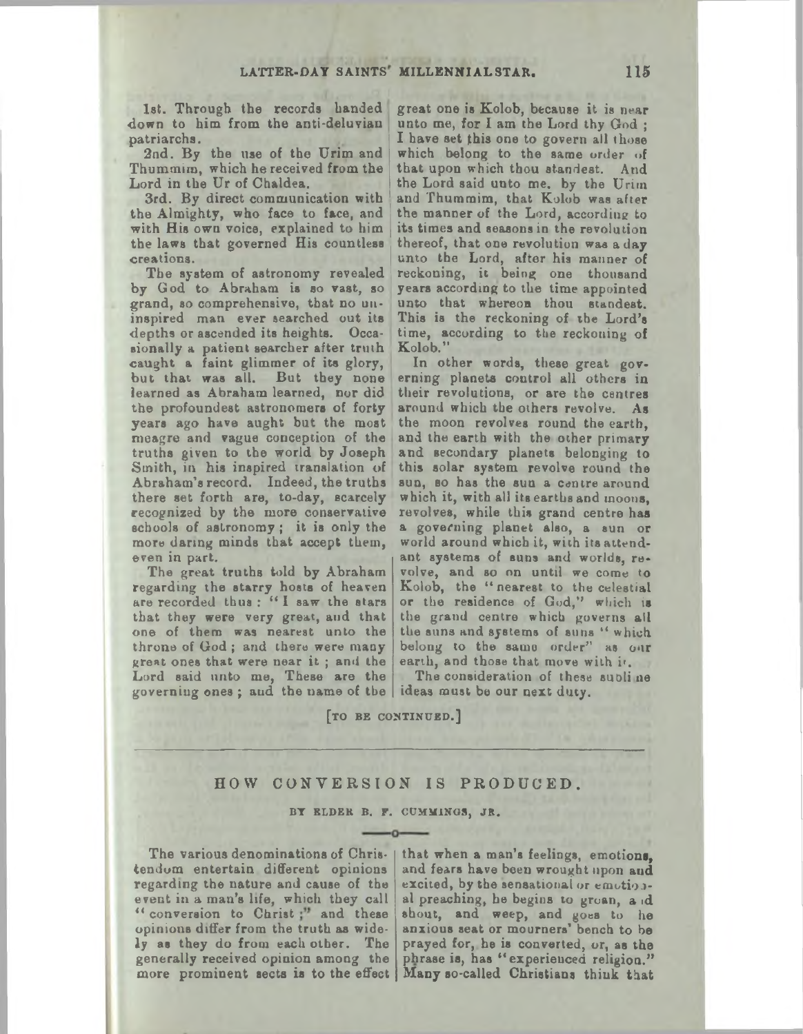1st. Through the records handed down to him from the anti-deluvian patriarchs.

2nd. By the use of the Urim and Thummim, which he received from the Lord in the Ur of Chaldea.

3rd. By direct communication with the Almighty, who face to face, and with His own voice, explained to him the laws that governed His countless creations.

The system of astronomy revealed by God to Abraham is so vast, so grand, so comprehensive, that no uninspired man ever searched out its depths or ascended its heights. Occasionally a patient searcher after truth caught a faint glimmer of its glory, but that was all. But they none learned as Abraham learned, nor did the profoundest astronomers of forty years ago have aught but the most meagre and vague conception of the truths given to the world by Joseph Smith, in his inspired translation of Abraham's record. Indeed, the truths there set forth are, to-day, scarcely recognized by the more conservative schools of astronomy; it is only the more daring minds that accept them, even in part.

The great truths told by Abraham regarding the starry hosts of heaven are recorded thus: "I saw the stars that they were very great, and that one of them was nearest unto the throne of God; and there were many great ones that were near it; and the Lord said unto me, These are the governing ones; and the name of the great one is Kolob, because it is near unto me, for I am the Lord thy God; I have set this one to govern all those which belong to the same order of that upon which thou standest. And the Lord said unto me, by the Urim and Thummim, that Kolob was after the manner of the Lord, according to its times and seasons in the revolution thereof, that one revolution was a day unto the Lord, after his manner of reckoning, it being one thousand years according to the time appointed unto that whereon thou standest. This is the reckoning of the Lord's time, according to the reckoning of Kolob."

In other words, these great governing planets control all others in their revolutions, or are the centres around which the others revolve. As the moon revolves round the earth, and the earth with the other primary and secondary planets belonging to this solar system revolve round the sun, so has the sun a centre around which it, with all its earths and moons, revolves, while this grand centre has a governing planet also, a sun or world around which it, with its attendant systems of suns and worlds, revolve, and so on until we come to Kolob, the "nearest to the celestial or the residence of God," which is the grand centre which governs all the suns and systems of suns "which belong to the same order" as our earth, and those that move with it.

The consideration of these sublime ideas must be our next duty.

[TO BE CONTINUED.]

---

## HOW CONVERSION IS PRODUCED.

BY ELDER B. F. CUMMINGS, JR.

The various denominations of Christendom entertain different opinions regarding the nature and cause of the event in a man's life, which they call "conversion to Christ;" and these opinions differ from the truth as widely as they do from each other. The generally received opinion among the more prominent sects is to the effect that when a man's feelings, emotions, and fears have been wrought upon and excited, by the sensational or emotional preaching, he begins to groan, and shout, and weep, and goes to the anxious seat or mourners' bench to be prayed for, he is converted, or, as the phrase is, has "experienced religion." Many so-called Christians think that